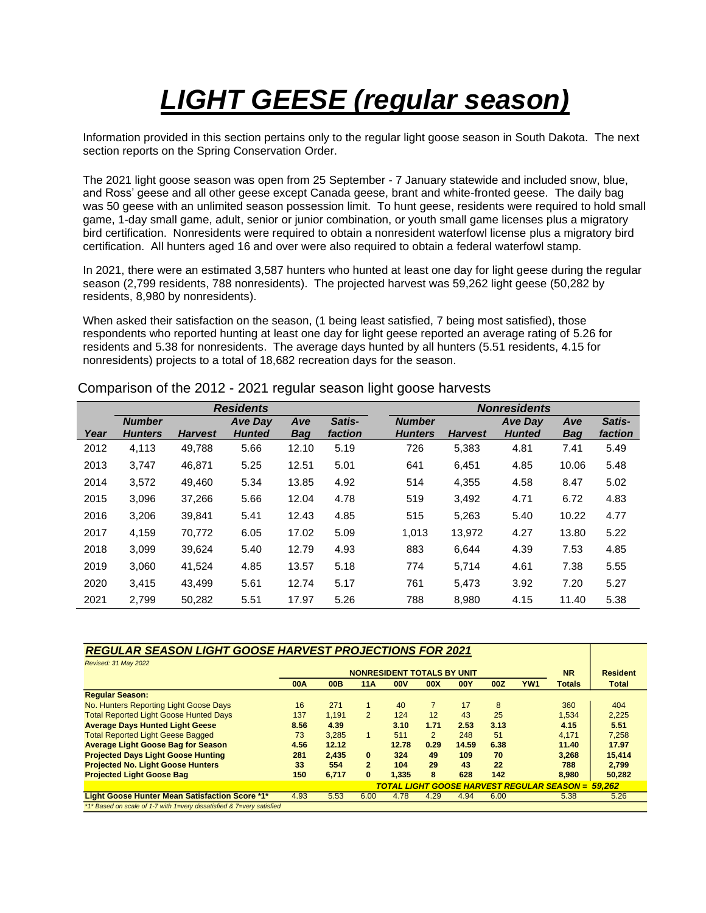# *LIGHT GEESE (regular season)*

Information provided in this section pertains only to the regular light goose season in South Dakota. The next section reports on the Spring Conservation Order.

The 2021 light goose season was open from 25 September - 7 January statewide and included snow, blue, and Ross' geese and all other geese except Canada geese, brant and white-fronted geese. The daily bag was 50 geese with an unlimited season possession limit. To hunt geese, residents were required to hold small game, 1-day small game, adult, senior or junior combination, or youth small game licenses plus a migratory bird certification. Nonresidents were required to obtain a nonresident waterfowl license plus a migratory bird certification. All hunters aged 16 and over were also required to obtain a federal waterfowl stamp.

In 2021, there were an estimated 3,587 hunters who hunted at least one day for light geese during the regular season (2,799 residents, 788 nonresidents). The projected harvest was 59,262 light geese (50,282 by residents, 8,980 by nonresidents).

When asked their satisfaction on the season, (1 being least satisfied, 7 being most satisfied), those respondents who reported hunting at least one day for light geese reported an average rating of 5.26 for residents and 5.38 for nonresidents. The average days hunted by all hunters (5.51 residents, 4.15 for nonresidents) projects to a total of 18,682 recreation days for the season.

Comparison of the 2012 - 2021 regular season light goose harvests

| | *Residents* | | | | | *Nonresidents* | | | | |
|---|---|---|---|---|---|---|---|---|---|---|
| *Year* | *Number Hunters* | *Harvest* | *Ave Day Hunted* | *Ave Bag* | *Satis-faction* | *Number Hunters* | *Harvest* | *Ave Day Hunted* | *Ave Bag* | *Satis-faction* |
| 2012 | 4,113 | 49,788 | 5.66 | 12.10 | 5.19 | 726 | 5,383 | 4.81 | 7.41 | 5.49 |
| 2013 | 3,747 | 46,871 | 5.25 | 12.51 | 5.01 | 641 | 6,451 | 4.85 | 10.06 | 5.48 |
| 2014 | 3,572 | 49,460 | 5.34 | 13.85 | 4.92 | 514 | 4,355 | 4.58 | 8.47 | 5.02 |
| 2015 | 3,096 | 37,266 | 5.66 | 12.04 | 4.78 | 519 | 3,492 | 4.71 | 6.72 | 4.83 |
| 2016 | 3,206 | 39,841 | 5.41 | 12.43 | 4.85 | 515 | 5,263 | 5.40 | 10.22 | 4.77 |
| 2017 | 4,159 | 70,772 | 6.05 | 17.02 | 5.09 | 1,013 | 13,972 | 4.27 | 13.80 | 5.22 |
| 2018 | 3,099 | 39,624 | 5.40 | 12.79 | 4.93 | 883 | 6,644 | 4.39 | 7.53 | 4.85 |
| 2019 | 3,060 | 41,524 | 4.85 | 13.57 | 5.18 | 774 | 5,714 | 4.61 | 7.38 | 5.55 |
| 2020 | 3,415 | 43,499 | 5.61 | 12.74 | 5.17 | 761 | 5,473 | 3.92 | 7.20 | 5.27 |
| 2021 | 2,799 | 50,282 | 5.51 | 17.97 | 5.26 | 788 | 8,980 | 4.15 | 11.40 | 5.38 |

***REGULAR SEASON LIGHT GOOSE HARVEST PROJECTIONS FOR 2021***

*Revised: 31 May 2022*

| | NONRESIDENT TOTALS BY UNIT | | | | | | | | NR | Resident |
|---|---|---|---|---|---|---|---|---|---|---|
| | 00A | 00B | 11A | 00V | 00X | 00Y | 00Z | YW1 | Totals | Total |
| **Regular Season:** | | | | | | | | | | |
| No. Hunters Reporting Light Goose Days | 16 | 271 | 1 | 40 | 7 | 17 | 8 | | 360 | 404 |
| Total Reported Light Goose Hunted Days | 137 | 1,191 | 2 | 124 | 12 | 43 | 25 | | 1,534 | 2,225 |
| **Average Days Hunted Light Geese** | **8.56** | **4.39** | | **3.10** | **1.71** | **2.53** | **3.13** | | **4.15** | **5.51** |
| Total Reported Light Geese Bagged | 73 | 3,285 | 1 | 511 | 2 | 248 | 51 | | 4,171 | 7,258 |
| **Average Light Goose Bag for Season** | **4.56** | **12.12** | | **12.78** | **0.29** | **14.59** | **6.38** | | **11.40** | **17.97** |
| **Projected Days Light Goose Hunting** | **281** | **2,435** | **0** | **324** | **49** | **109** | **70** | | **3,268** | **15,414** |
| **Projected No. Light Goose Hunters** | **33** | **554** | **2** | **104** | **29** | **43** | **22** | | **788** | **2,799** |
| **Projected Light Goose Bag** | **150** | **6,717** | **0** | **1,335** | **8** | **628** | **142** | | **8,980** | **50,282** |
| | | | | ***TOTAL LIGHT GOOSE HARVEST REGULAR SEASON = 59,262*** | | | | | | |
| **Light Goose Hunter Mean Satisfaction Score *1*** | 4.93 | 5.53 | 6.00 | 4.78 | 4.29 | 4.94 | 6.00 | | 5.38 | 5.26 |

**1* Based on scale of 1-7 with 1=very dissatisfied & 7=very satisfied*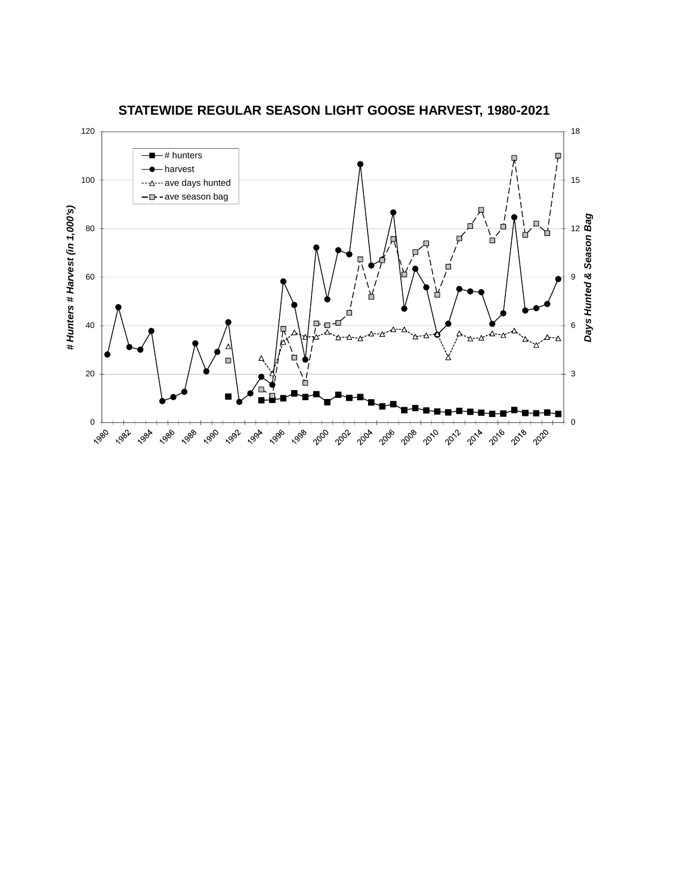STATEWIDE REGULAR SEASON LIGHT GOOSE HARVEST, 1980-2021

# hunters
harvest
ave days hunted
ave season bag

# Hunters # Harvest (in 1,000's)

Days Hunted & Season Bag

120
100
80
60
40
20
0

18
15
12
9
6
3
0

1980
1982
1984
1986
1988
1990
1992
1994
1996
1998
2000
2002
2004
2006
2008
2010
2012
2014
2016
2018
2020